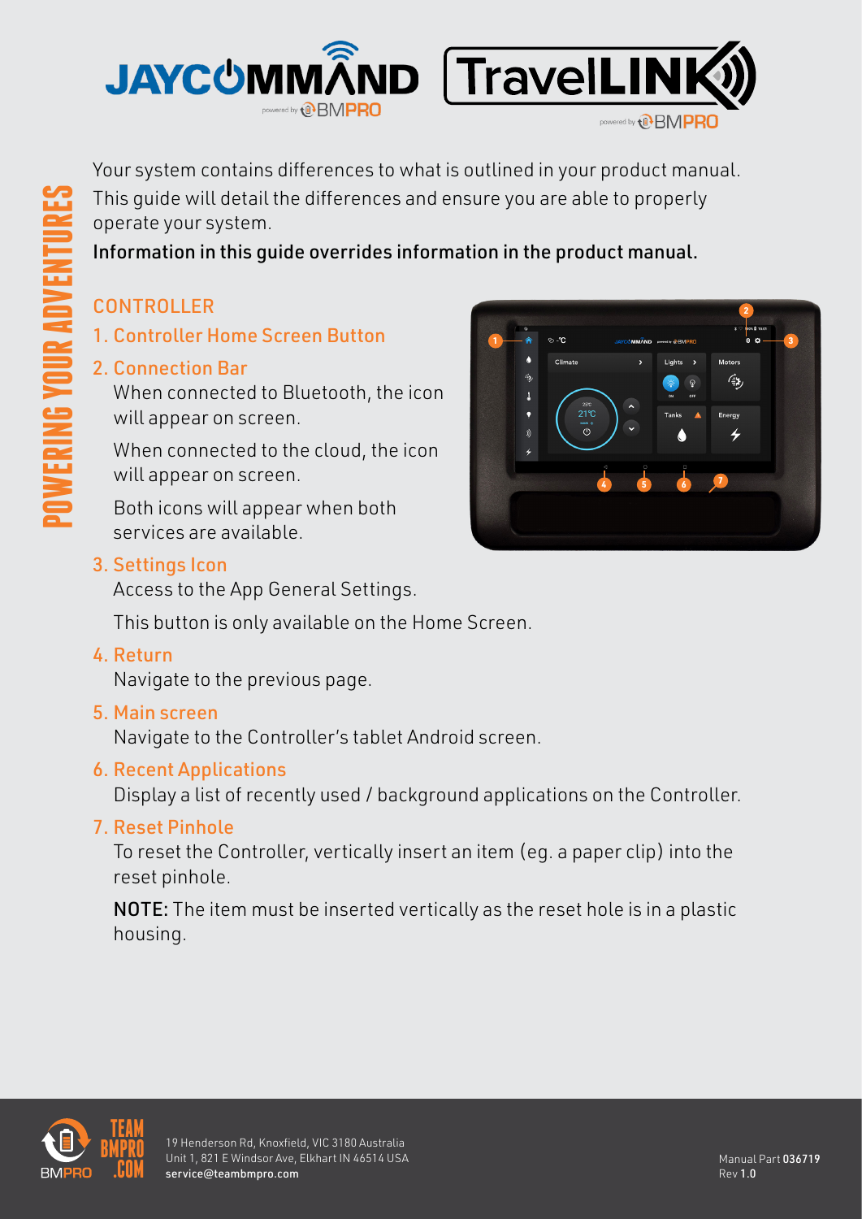Your system contains differences to what is outlined in your product manual. This guide will detail the differences and ensure you are able to properly operate your system.

**Information in this guide overrides information in the product manual.**

## CONTROLLER

### 1. Controller Home Screen Button

### 2. Connection Bar

When connected to Bluetooth, the icon will appear on screen.

When connected to the cloud, the icon will appear on screen.

Both icons will appear when both services are available.

### 3. Settings Icon

Access to the App General Settings.

This button is only available on the Home Screen.

### 4. Return

Navigate to the previous page.

### 5. Main screen

Navigate to the Controller's tablet Android screen.

### 6. Recent Applications

Display a list of recently used / background applications on the Controller.

### 7. Reset Pinhole

To reset the Controller, vertically insert an item (eg. a paper clip) into the reset pinhole.

**NOTE:** The item must be inserted vertically as the reset hole is in a plastic housing.

19 Henderson Rd, Knoxfield, VIC 3180 Australia
Unit 1, 821 E Windsor Ave, Elkhart IN 46514 USA
service@teambmpro.com

Manual Part **036719**
Rev **1.0**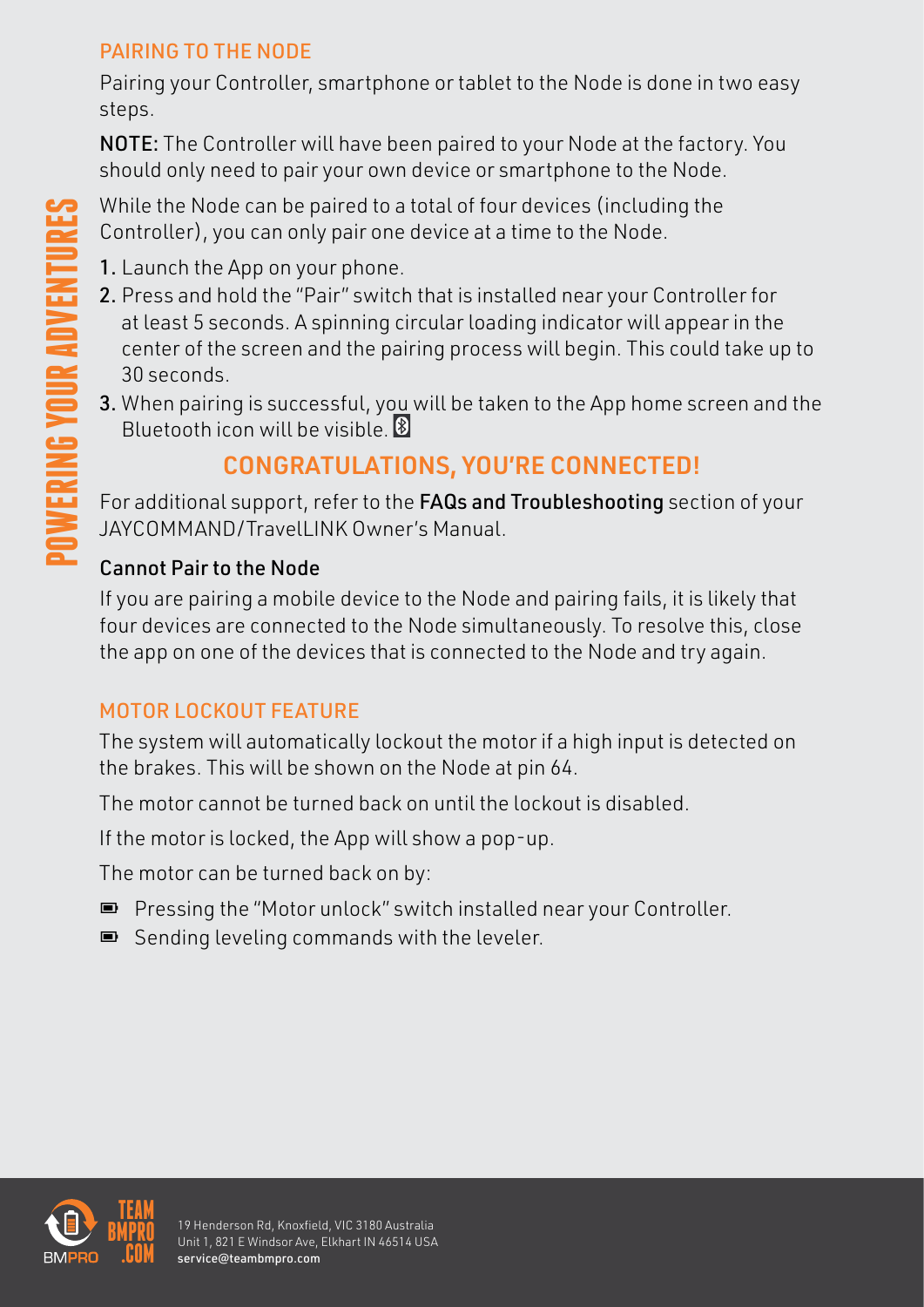## PAIRING TO THE NODE

Pairing your Controller, smartphone or tablet to the Node is done in two easy steps.

**NOTE:** The Controller will have been paired to your Node at the factory. You should only need to pair your own device or smartphone to the Node.

While the Node can be paired to a total of four devices (including the Controller), you can only pair one device at a time to the Node.

1. Launch the App on your phone.
2. Press and hold the "Pair" switch that is installed near your Controller for at least 5 seconds. A spinning circular loading indicator will appear in the center of the screen and the pairing process will begin. This could take up to 30 seconds.
3. When pairing is successful, you will be taken to the App home screen and the Bluetooth icon will be visible.

## CONGRATULATIONS, YOU'RE CONNECTED!

For additional support, refer to the **FAQs and Troubleshooting** section of your JAYCOMMAND/TravelLINK Owner's Manual.

### Cannot Pair to the Node

If you are pairing a mobile device to the Node and pairing fails, it is likely that four devices are connected to the Node simultaneously. To resolve this, close the app on one of the devices that is connected to the Node and try again.

## MOTOR LOCKOUT FEATURE

The system will automatically lockout the motor if a high input is detected on the brakes. This will be shown on the Node at pin 64.

The motor cannot be turned back on until the lockout is disabled.

If the motor is locked, the App will show a pop-up.

The motor can be turned back on by:

- Pressing the "Motor unlock" switch installed near your Controller.
- Sending leveling commands with the leveler.

19 Henderson Rd, Knoxfield, VIC 3180 Australia
Unit 1, 821 E Windsor Ave, Elkhart IN 46514 USA
service@teambmpro.com